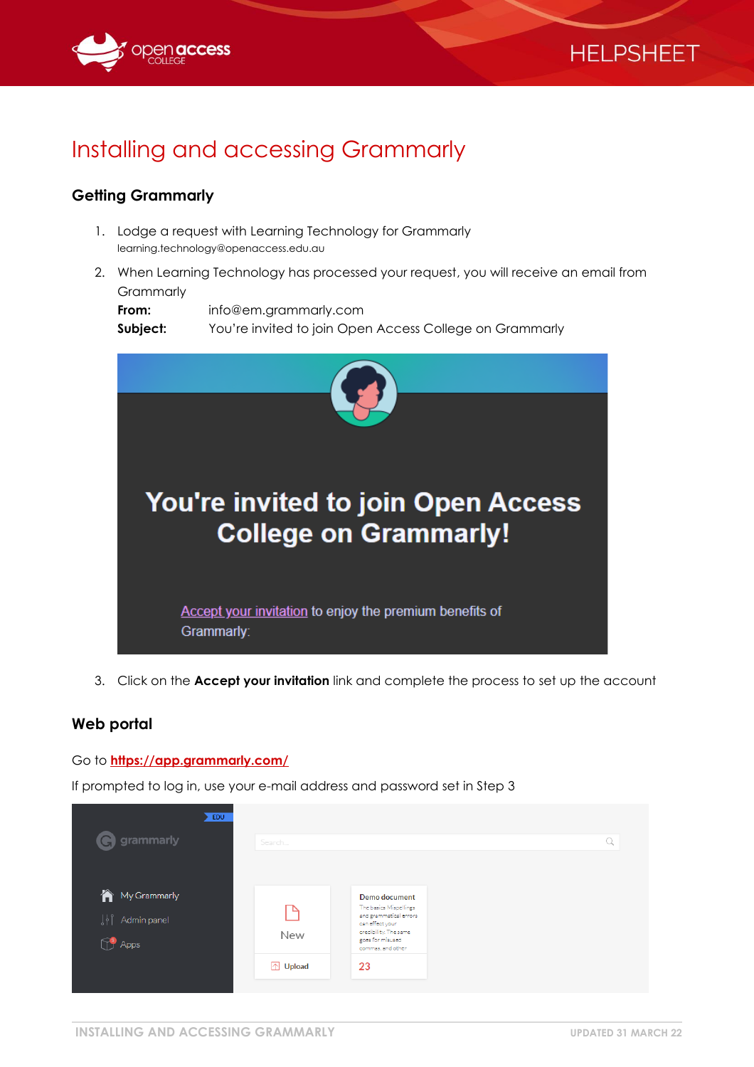# Installing and accessing Grammarly

## Getting Grammarly

1. Lodge a request with Learning Technology for Grammarly
   learning.technology@openaccess.edu.au
2. When Learning Technology has processed your request, you will receive an email from Grammarly
   **From:** info@em.grammarly.com
   **Subject:** You're invited to join Open Access College on Grammarly
3. Click on the **Accept your invitation** link and complete the process to set up the account

## Web portal

Go to **https://app.grammarly.com/**

If prompted to log in, use your e-mail address and password set in Step 3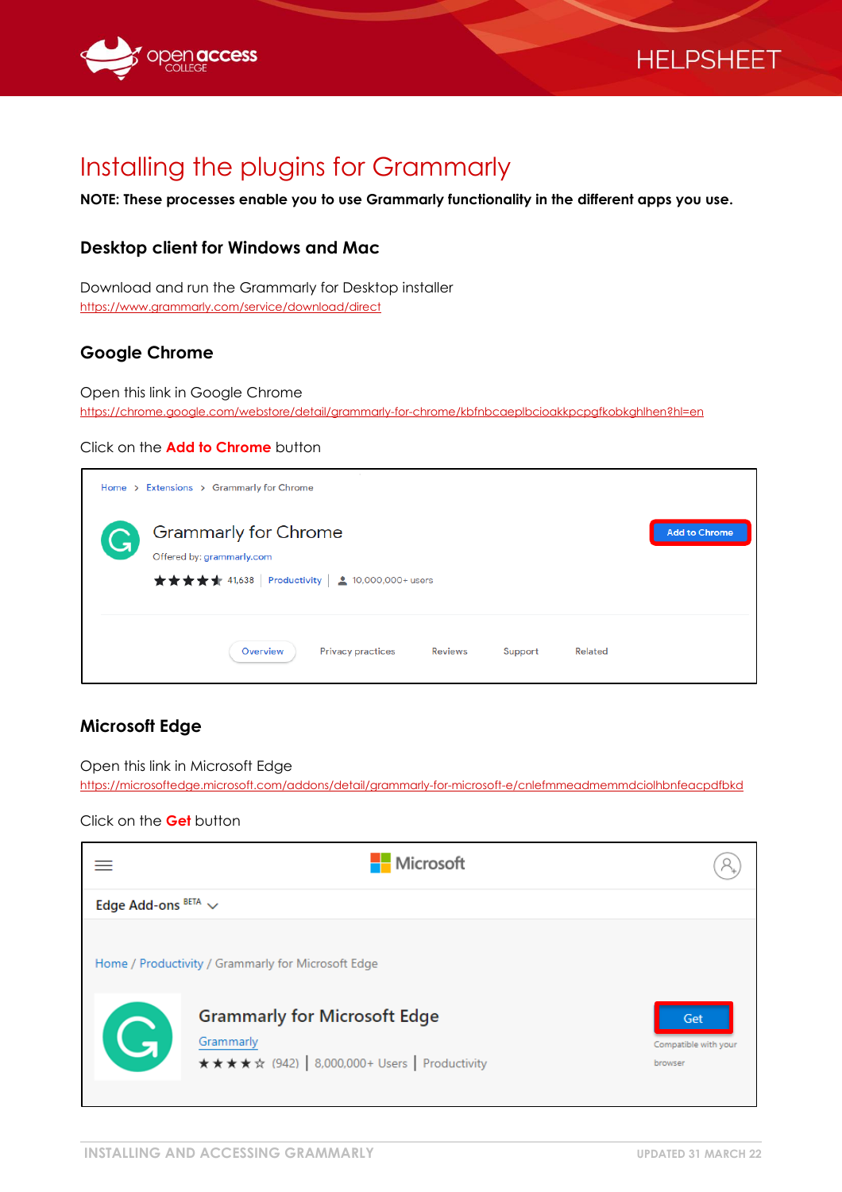# Installing the plugins for Grammarly

**NOTE: These processes enable you to use Grammarly functionality in the different apps you use.**

## Desktop client for Windows and Mac

Download and run the Grammarly for Desktop installer
https://www.grammarly.com/service/download/direct

## Google Chrome

Open this link in Google Chrome
https://chrome.google.com/webstore/detail/grammarly-for-chrome/kbfnbcaeplbcioakkpcpgfkobkghlhen?hl=en

Click on the **Add to Chrome** button

## Microsoft Edge

Open this link in Microsoft Edge
https://microsoftedge.microsoft.com/addons/detail/grammarly-for-microsoft-e/cnlefmmeadmemmdciolhbnfeacpdfbkd

Click on the **Get** button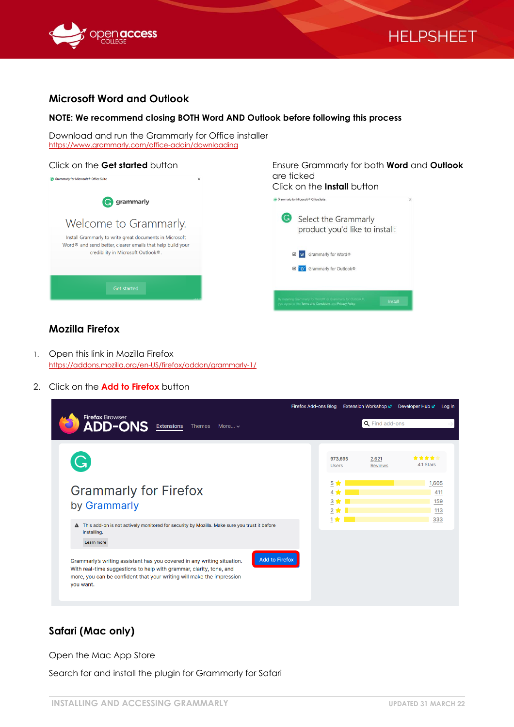## Microsoft Word and Outlook

**NOTE: We recommend closing BOTH Word AND Outlook before following this process**

Download and run the Grammarly for Office installer
https://www.grammarly.com/office-addin/downloading

Click on the **Get started** button

Ensure Grammarly for both **Word** and **Outlook** are ticked
Click on the **Install** button

## Mozilla Firefox

1. Open this link in Mozilla Firefox
   https://addons.mozilla.org/en-US/firefox/addon/grammarly-1/
2. Click on the **Add to Firefox** button

## Safari (Mac only)

Open the Mac App Store

Search for and install the plugin for Grammarly for Safari